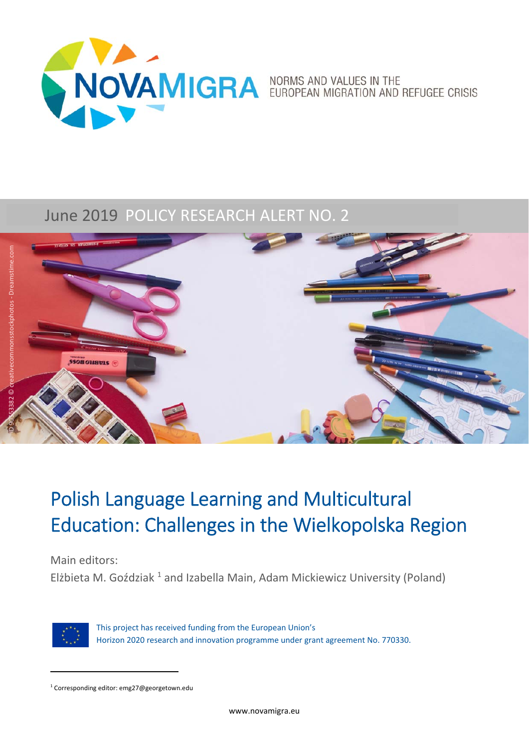NOVAMIGRA NORMS AND VALUES IN THE EUROPEAN MIGRATION AND REFUGEE CRISIS

June 2019 POLICY RESEARCH ALERT NO. 2

ID 90553382 © creativecommonsstockphotos - Dreamstime.com

# Polish Language Learning and Multicultural Education: Challenges in the Wielkopolska Region

Main editors:

Elżbieta M. Goździak [1] and Izabella Main, Adam Mickiewicz University (Poland)

This project has received funding from the European Union's Horizon 2020 research and innovation programme under grant agreement No. 770330.

[1] Corresponding editor: emg27@georgetown.edu

www.novamigra.eu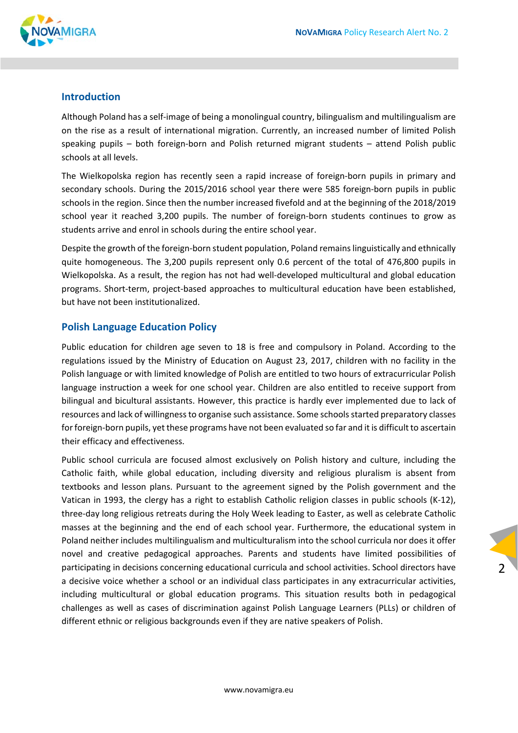## Introduction

Although Poland has a self-image of being a monolingual country, bilingualism and multilingualism are on the rise as a result of international migration. Currently, an increased number of limited Polish speaking pupils – both foreign-born and Polish returned migrant students – attend Polish public schools at all levels.

The Wielkopolska region has recently seen a rapid increase of foreign-born pupils in primary and secondary schools. During the 2015/2016 school year there were 585 foreign-born pupils in public schools in the region. Since then the number increased fivefold and at the beginning of the 2018/2019 school year it reached 3,200 pupils. The number of foreign-born students continues to grow as students arrive and enrol in schools during the entire school year.

Despite the growth of the foreign-born student population, Poland remains linguistically and ethnically quite homogeneous. The 3,200 pupils represent only 0.6 percent of the total of 476,800 pupils in Wielkopolska. As a result, the region has not had well-developed multicultural and global education programs. Short-term, project-based approaches to multicultural education have been established, but have not been institutionalized.

## Polish Language Education Policy

Public education for children age seven to 18 is free and compulsory in Poland. According to the regulations issued by the Ministry of Education on August 23, 2017, children with no facility in the Polish language or with limited knowledge of Polish are entitled to two hours of extracurricular Polish language instruction a week for one school year. Children are also entitled to receive support from bilingual and bicultural assistants. However, this practice is hardly ever implemented due to lack of resources and lack of willingness to organise such assistance. Some schools started preparatory classes for foreign-born pupils, yet these programs have not been evaluated so far and it is difficult to ascertain their efficacy and effectiveness.

Public school curricula are focused almost exclusively on Polish history and culture, including the Catholic faith, while global education, including diversity and religious pluralism is absent from textbooks and lesson plans. Pursuant to the agreement signed by the Polish government and the Vatican in 1993, the clergy has a right to establish Catholic religion classes in public schools (K-12), three-day long religious retreats during the Holy Week leading to Easter, as well as celebrate Catholic masses at the beginning and the end of each school year. Furthermore, the educational system in Poland neither includes multilingualism and multiculturalism into the school curricula nor does it offer novel and creative pedagogical approaches. Parents and students have limited possibilities of participating in decisions concerning educational curricula and school activities. School directors have a decisive voice whether a school or an individual class participates in any extracurricular activities, including multicultural or global education programs. This situation results both in pedagogical challenges as well as cases of discrimination against Polish Language Learners (PLLs) or children of different ethnic or religious backgrounds even if they are native speakers of Polish.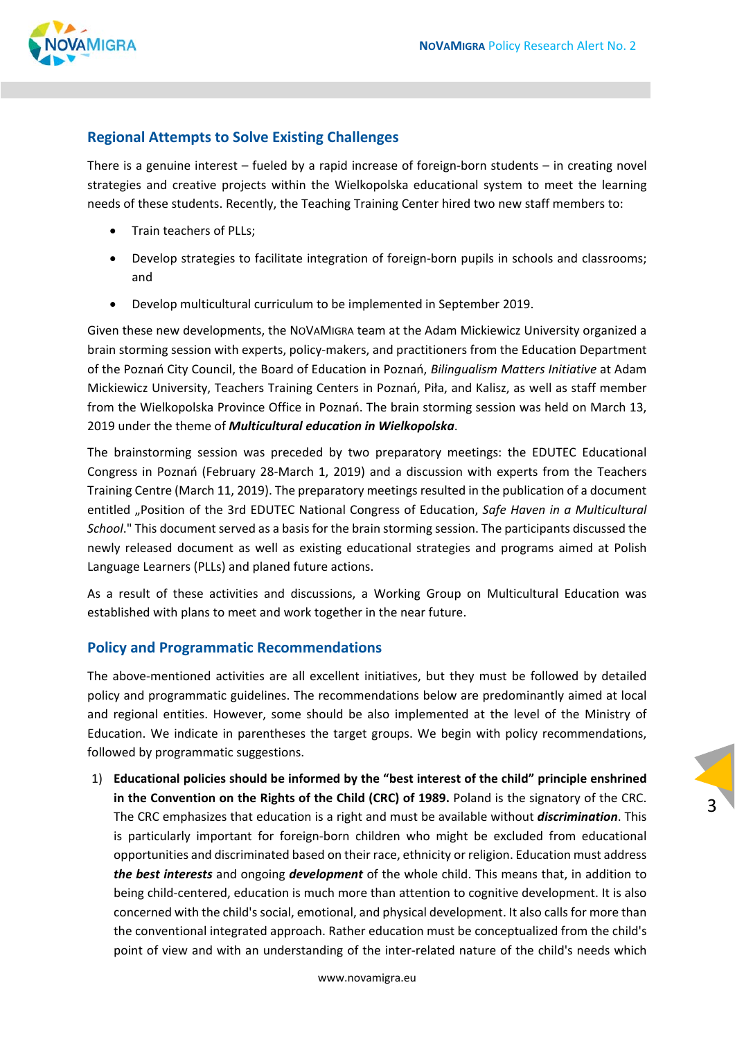## Regional Attempts to Solve Existing Challenges

There is a genuine interest – fueled by a rapid increase of foreign-born students – in creating novel strategies and creative projects within the Wielkopolska educational system to meet the learning needs of these students. Recently, the Teaching Training Center hired two new staff members to:

- Train teachers of PLLs;
- Develop strategies to facilitate integration of foreign-born pupils in schools and classrooms; and
- Develop multicultural curriculum to be implemented in September 2019.

Given these new developments, the NOVAMIGRA team at the Adam Mickiewicz University organized a brain storming session with experts, policy-makers, and practitioners from the Education Department of the Poznań City Council, the Board of Education in Poznań, *Bilingualism Matters Initiative* at Adam Mickiewicz University, Teachers Training Centers in Poznań, Piła, and Kalisz, as well as staff member from the Wielkopolska Province Office in Poznań. The brain storming session was held on March 13, 2019 under the theme of ***Multicultural education in Wielkopolska***.

The brainstorming session was preceded by two preparatory meetings: the EDUTEC Educational Congress in Poznań (February 28-March 1, 2019) and a discussion with experts from the Teachers Training Centre (March 11, 2019). The preparatory meetings resulted in the publication of a document entitled „Position of the 3rd EDUTEC National Congress of Education, *Safe Haven in a Multicultural School*." This document served as a basis for the brain storming session. The participants discussed the newly released document as well as existing educational strategies and programs aimed at Polish Language Learners (PLLs) and planed future actions.

As a result of these activities and discussions, a Working Group on Multicultural Education was established with plans to meet and work together in the near future.

## Policy and Programmatic Recommendations

The above-mentioned activities are all excellent initiatives, but they must be followed by detailed policy and programmatic guidelines. The recommendations below are predominantly aimed at local and regional entities. However, some should be also implemented at the level of the Ministry of Education. We indicate in parentheses the target groups. We begin with policy recommendations, followed by programmatic suggestions.

1) **Educational policies should be informed by the "best interest of the child" principle enshrined in the Convention on the Rights of the Child (CRC) of 1989.** Poland is the signatory of the CRC. The CRC emphasizes that education is a right and must be available without ***discrimination***. This is particularly important for foreign-born children who might be excluded from educational opportunities and discriminated based on their race, ethnicity or religion. Education must address ***the best interests*** and ongoing ***development*** of the whole child. This means that, in addition to being child-centered, education is much more than attention to cognitive development. It is also concerned with the child's social, emotional, and physical development. It also calls for more than the conventional integrated approach. Rather education must be conceptualized from the child's point of view and with an understanding of the inter-related nature of the child's needs which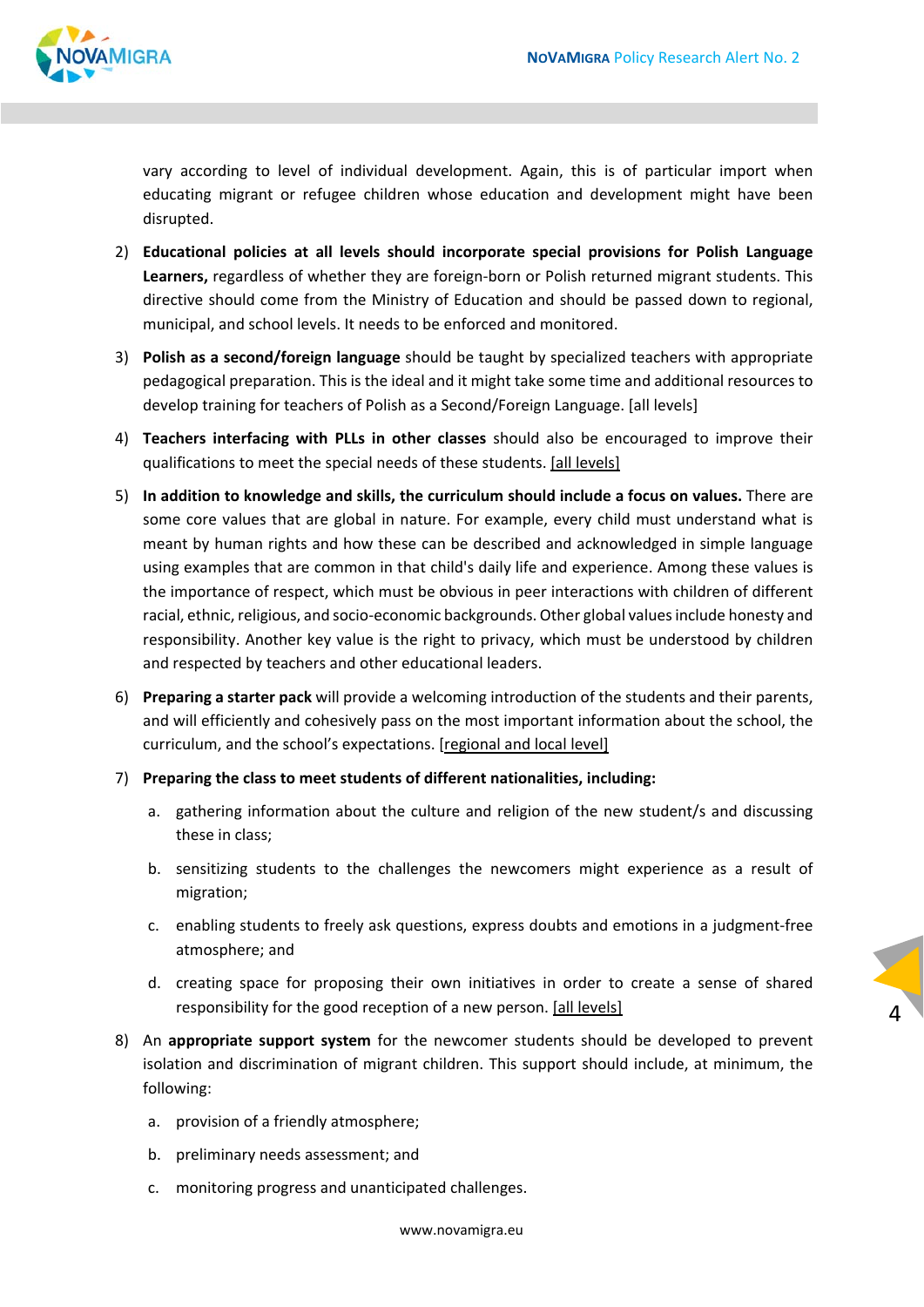vary according to level of individual development. Again, this is of particular import when educating migrant or refugee children whose education and development might have been disrupted.

2) **Educational policies at all levels should incorporate special provisions for Polish Language Learners,** regardless of whether they are foreign-born or Polish returned migrant students. This directive should come from the Ministry of Education and should be passed down to regional, municipal, and school levels. It needs to be enforced and monitored.

3) **Polish as a second/foreign language** should be taught by specialized teachers with appropriate pedagogical preparation. This is the ideal and it might take some time and additional resources to develop training for teachers of Polish as a Second/Foreign Language. [all levels]

4) **Teachers interfacing with PLLs in other classes** should also be encouraged to improve their qualifications to meet the special needs of these students. [all levels]

5) **In addition to knowledge and skills, the curriculum should include a focus on values.** There are some core values that are global in nature. For example, every child must understand what is meant by human rights and how these can be described and acknowledged in simple language using examples that are common in that child's daily life and experience. Among these values is the importance of respect, which must be obvious in peer interactions with children of different racial, ethnic, religious, and socio-economic backgrounds. Other global values include honesty and responsibility. Another key value is the right to privacy, which must be understood by children and respected by teachers and other educational leaders.

6) **Preparing a starter pack** will provide a welcoming introduction of the students and their parents, and will efficiently and cohesively pass on the most important information about the school, the curriculum, and the school's expectations. [regional and local level]

7) **Preparing the class to meet students of different nationalities, including:**

   a. gathering information about the culture and religion of the new student/s and discussing these in class;

   b. sensitizing students to the challenges the newcomers might experience as a result of migration;

   c. enabling students to freely ask questions, express doubts and emotions in a judgment-free atmosphere; and

   d. creating space for proposing their own initiatives in order to create a sense of shared responsibility for the good reception of a new person. [all levels]

8) An **appropriate support system** for the newcomer students should be developed to prevent isolation and discrimination of migrant children. This support should include, at minimum, the following:

   a. provision of a friendly atmosphere;

   b. preliminary needs assessment; and

   c. monitoring progress and unanticipated challenges.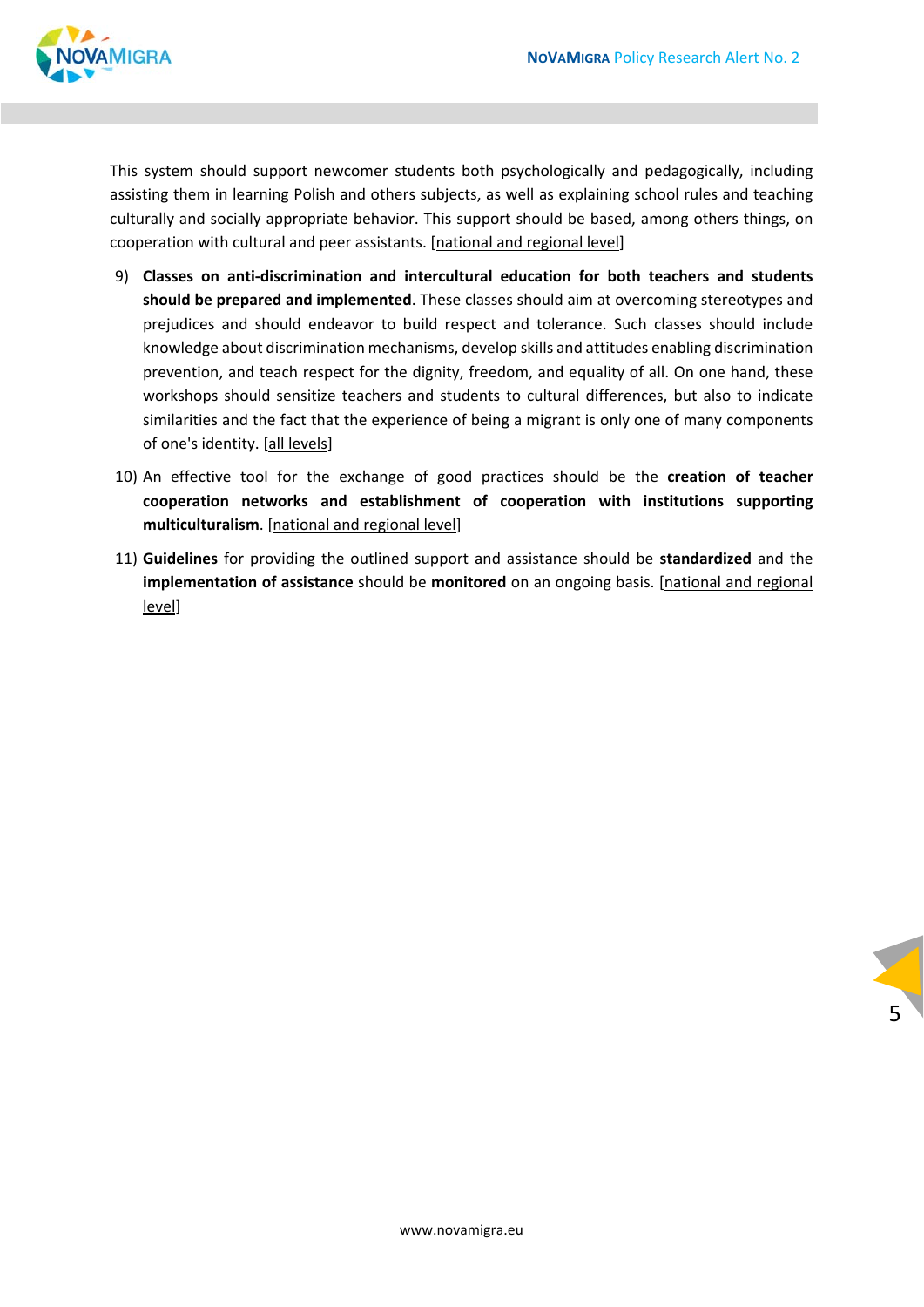This system should support newcomer students both psychologically and pedagogically, including assisting them in learning Polish and others subjects, as well as explaining school rules and teaching culturally and socially appropriate behavior. This support should be based, among others things, on cooperation with cultural and peer assistants. [national and regional level]

9) **Classes on anti-discrimination and intercultural education for both teachers and students should be prepared and implemented**. These classes should aim at overcoming stereotypes and prejudices and should endeavor to build respect and tolerance. Such classes should include knowledge about discrimination mechanisms, develop skills and attitudes enabling discrimination prevention, and teach respect for the dignity, freedom, and equality of all. On one hand, these workshops should sensitize teachers and students to cultural differences, but also to indicate similarities and the fact that the experience of being a migrant is only one of many components of one's identity. [all levels]

10) An effective tool for the exchange of good practices should be the **creation of teacher cooperation networks and establishment of cooperation with institutions supporting multiculturalism**. [national and regional level]

11) **Guidelines** for providing the outlined support and assistance should be **standardized** and the **implementation of assistance** should be **monitored** on an ongoing basis. [national and regional level]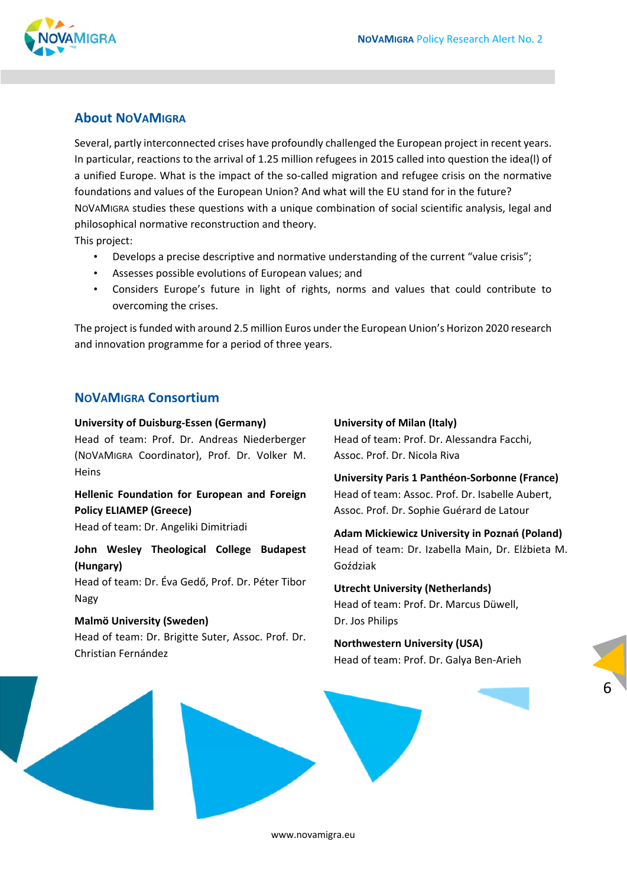## About NoVaMigra

Several, partly interconnected crises have profoundly challenged the European project in recent years. In particular, reactions to the arrival of 1.25 million refugees in 2015 called into question the idea(l) of a unified Europe. What is the impact of the so-called migration and refugee crisis on the normative foundations and values of the European Union? And what will the EU stand for in the future? NoVaMigra studies these questions with a unique combination of social scientific analysis, legal and philosophical normative reconstruction and theory.

This project:

- Develops a precise descriptive and normative understanding of the current "value crisis";
- Assesses possible evolutions of European values; and
- Considers Europe's future in light of rights, norms and values that could contribute to overcoming the crises.

The project is funded with around 2.5 million Euros under the European Union's Horizon 2020 research and innovation programme for a period of three years.

## NoVaMigra Consortium

**University of Duisburg-Essen (Germany)**
Head of team: Prof. Dr. Andreas Niederberger (NoVaMigra Coordinator), Prof. Dr. Volker M. Heins

**Hellenic Foundation for European and Foreign Policy ELIAMEP (Greece)**
Head of team: Dr. Angeliki Dimitriadi

**John Wesley Theological College Budapest (Hungary)**
Head of team: Dr. Éva Gedő, Prof. Dr. Péter Tibor Nagy

**Malmö University (Sweden)**
Head of team: Dr. Brigitte Suter, Assoc. Prof. Dr. Christian Fernández

**University of Milan (Italy)**
Head of team: Prof. Dr. Alessandra Facchi, Assoc. Prof. Dr. Nicola Riva

**University Paris 1 Panthéon-Sorbonne (France)**
Head of team: Assoc. Prof. Dr. Isabelle Aubert, Assoc. Prof. Dr. Sophie Guérard de Latour

**Adam Mickiewicz University in Poznań (Poland)**
Head of team: Dr. Izabella Main, Dr. Elżbieta M. Goździak

**Utrecht University (Netherlands)**
Head of team: Prof. Dr. Marcus Düwell, Dr. Jos Philips

**Northwestern University (USA)**
Head of team: Prof. Dr. Galya Ben-Arieh

www.novamigra.eu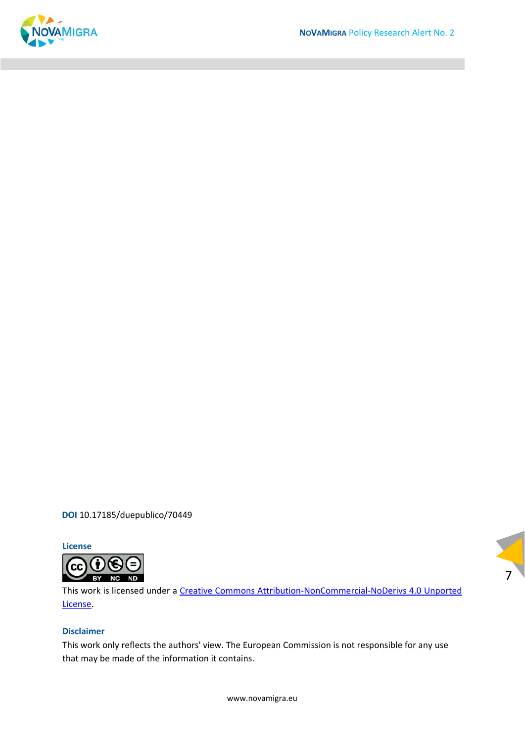**DOI** 10.17185/duepublico/70449

**License**

This work is licensed under a [Creative Commons Attribution-NonCommercial-NoDerivs 4.0 Unported License](https://creativecommons.org/licenses/by-nc-nd/4.0/).

**Disclaimer**

This work only reflects the authors' view. The European Commission is not responsible for any use that may be made of the information it contains.

www.novamigra.eu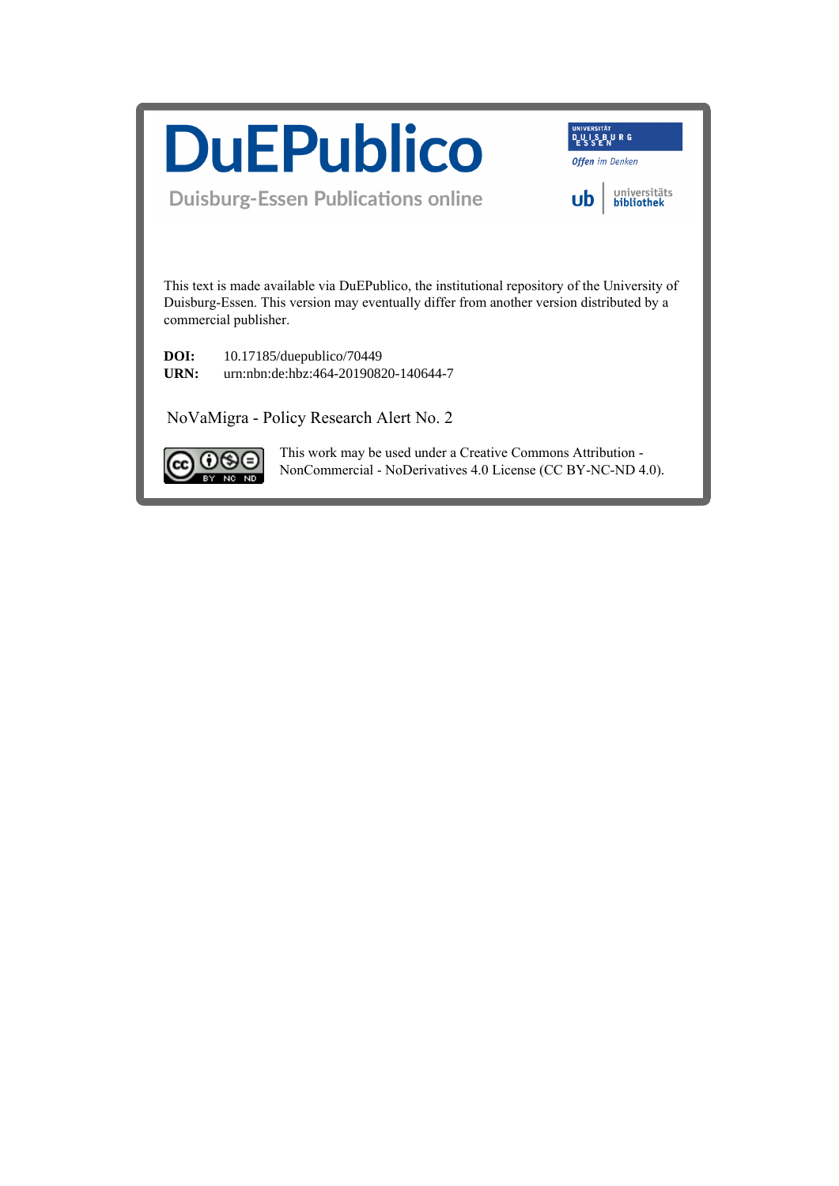# DuEPublico

Duisburg-Essen Publications online

UNIVERSITÄT DUISBURG ESSEN

*Offen im Denken*

ub | universitäts bibliothek

This text is made available via DuEPublico, the institutional repository of the University of Duisburg-Essen. This version may eventually differ from another version distributed by a commercial publisher.

**DOI:** 10.17185/duepublico/70449
**URN:** urn:nbn:de:hbz:464-20190820-140644-7

NoVaMigra - Policy Research Alert No. 2

This work may be used under a Creative Commons Attribution - NonCommercial - NoDerivatives 4.0 License (CC BY-NC-ND 4.0).